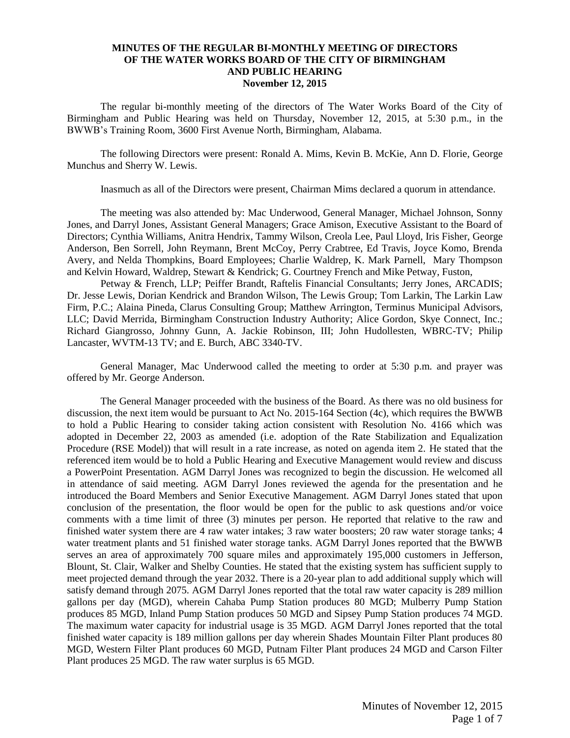**MINUTES OF THE REGULAR BI-MONTHLY MEETING OF DIRECTORS OF THE WATER WORKS BOARD OF THE CITY OF BIRMINGHAM AND PUBLIC HEARING**
**November 12, 2015**

The regular bi-monthly meeting of the directors of The Water Works Board of the City of Birmingham and Public Hearing was held on Thursday, November 12, 2015, at 5:30 p.m., in the BWWB's Training Room, 3600 First Avenue North, Birmingham, Alabama.

The following Directors were present: Ronald A. Mims, Kevin B. McKie, Ann D. Florie, George Munchus and Sherry W. Lewis.

Inasmuch as all of the Directors were present, Chairman Mims declared a quorum in attendance.

The meeting was also attended by: Mac Underwood, General Manager, Michael Johnson, Sonny Jones, and Darryl Jones, Assistant General Managers; Grace Amison, Executive Assistant to the Board of Directors; Cynthia Williams, Anitra Hendrix, Tammy Wilson, Creola Lee, Paul Lloyd, Iris Fisher, George Anderson, Ben Sorrell, John Reymann, Brent McCoy, Perry Crabtree, Ed Travis, Joyce Komo, Brenda Avery, and Nelda Thompkins, Board Employees; Charlie Waldrep, K. Mark Parnell, Mary Thompson and Kelvin Howard, Waldrep, Stewart & Kendrick; G. Courtney French and Mike Petway, Fuston,

Petway & French, LLP; Peiffer Brandt, Raftelis Financial Consultants; Jerry Jones, ARCADIS; Dr. Jesse Lewis, Dorian Kendrick and Brandon Wilson, The Lewis Group; Tom Larkin, The Larkin Law Firm, P.C.; Alaina Pineda, Clarus Consulting Group; Matthew Arrington, Terminus Municipal Advisors, LLC; David Merrida, Birmingham Construction Industry Authority; Alice Gordon, Skye Connect, Inc.; Richard Giangrosso, Johnny Gunn, A. Jackie Robinson, III; John Hudollesten, WBRC-TV; Philip Lancaster, WVTM-13 TV; and E. Burch, ABC 3340-TV.

General Manager, Mac Underwood called the meeting to order at 5:30 p.m. and prayer was offered by Mr. George Anderson.

The General Manager proceeded with the business of the Board. As there was no old business for discussion, the next item would be pursuant to Act No. 2015-164 Section (4c), which requires the BWWB to hold a Public Hearing to consider taking action consistent with Resolution No. 4166 which was adopted in December 22, 2003 as amended (i.e. adoption of the Rate Stabilization and Equalization Procedure (RSE Model)) that will result in a rate increase, as noted on agenda item 2. He stated that the referenced item would be to hold a Public Hearing and Executive Management would review and discuss a PowerPoint Presentation. AGM Darryl Jones was recognized to begin the discussion. He welcomed all in attendance of said meeting. AGM Darryl Jones reviewed the agenda for the presentation and he introduced the Board Members and Senior Executive Management. AGM Darryl Jones stated that upon conclusion of the presentation, the floor would be open for the public to ask questions and/or voice comments with a time limit of three (3) minutes per person. He reported that relative to the raw and finished water system there are 4 raw water intakes; 3 raw water boosters; 20 raw water storage tanks; 4 water treatment plants and 51 finished water storage tanks. AGM Darryl Jones reported that the BWWB serves an area of approximately 700 square miles and approximately 195,000 customers in Jefferson, Blount, St. Clair, Walker and Shelby Counties. He stated that the existing system has sufficient supply to meet projected demand through the year 2032. There is a 20-year plan to add additional supply which will satisfy demand through 2075. AGM Darryl Jones reported that the total raw water capacity is 289 million gallons per day (MGD), wherein Cahaba Pump Station produces 80 MGD; Mulberry Pump Station produces 85 MGD, Inland Pump Station produces 50 MGD and Sipsey Pump Station produces 74 MGD. The maximum water capacity for industrial usage is 35 MGD. AGM Darryl Jones reported that the total finished water capacity is 189 million gallons per day wherein Shades Mountain Filter Plant produces 80 MGD, Western Filter Plant produces 60 MGD, Putnam Filter Plant produces 24 MGD and Carson Filter Plant produces 25 MGD. The raw water surplus is 65 MGD.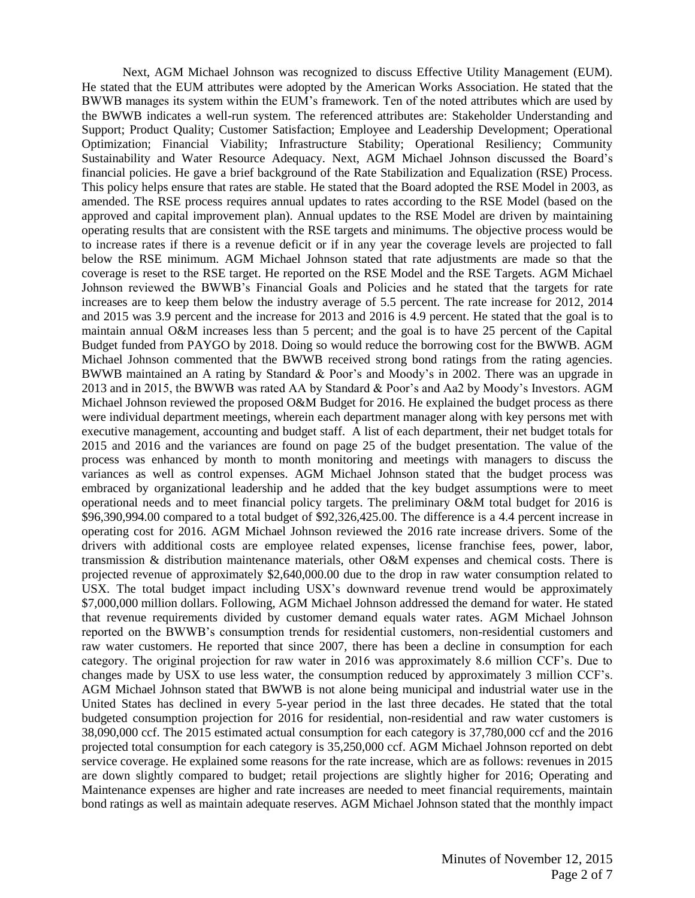Next, AGM Michael Johnson was recognized to discuss Effective Utility Management (EUM). He stated that the EUM attributes were adopted by the American Works Association. He stated that the BWWB manages its system within the EUM's framework. Ten of the noted attributes which are used by the BWWB indicates a well-run system. The referenced attributes are: Stakeholder Understanding and Support; Product Quality; Customer Satisfaction; Employee and Leadership Development; Operational Optimization; Financial Viability; Infrastructure Stability; Operational Resiliency; Community Sustainability and Water Resource Adequacy. Next, AGM Michael Johnson discussed the Board's financial policies. He gave a brief background of the Rate Stabilization and Equalization (RSE) Process. This policy helps ensure that rates are stable. He stated that the Board adopted the RSE Model in 2003, as amended. The RSE process requires annual updates to rates according to the RSE Model (based on the approved and capital improvement plan). Annual updates to the RSE Model are driven by maintaining operating results that are consistent with the RSE targets and minimums. The objective process would be to increase rates if there is a revenue deficit or if in any year the coverage levels are projected to fall below the RSE minimum. AGM Michael Johnson stated that rate adjustments are made so that the coverage is reset to the RSE target. He reported on the RSE Model and the RSE Targets. AGM Michael Johnson reviewed the BWWB's Financial Goals and Policies and he stated that the targets for rate increases are to keep them below the industry average of 5.5 percent. The rate increase for 2012, 2014 and 2015 was 3.9 percent and the increase for 2013 and 2016 is 4.9 percent. He stated that the goal is to maintain annual O&M increases less than 5 percent; and the goal is to have 25 percent of the Capital Budget funded from PAYGO by 2018. Doing so would reduce the borrowing cost for the BWWB. AGM Michael Johnson commented that the BWWB received strong bond ratings from the rating agencies. BWWB maintained an A rating by Standard & Poor's and Moody's in 2002. There was an upgrade in 2013 and in 2015, the BWWB was rated AA by Standard & Poor's and Aa2 by Moody's Investors. AGM Michael Johnson reviewed the proposed O&M Budget for 2016. He explained the budget process as there were individual department meetings, wherein each department manager along with key persons met with executive management, accounting and budget staff. A list of each department, their net budget totals for 2015 and 2016 and the variances are found on page 25 of the budget presentation. The value of the process was enhanced by month to month monitoring and meetings with managers to discuss the variances as well as control expenses. AGM Michael Johnson stated that the budget process was embraced by organizational leadership and he added that the key budget assumptions were to meet operational needs and to meet financial policy targets. The preliminary O&M total budget for 2016 is $96,390,994.00 compared to a total budget of $92,326,425.00. The difference is a 4.4 percent increase in operating cost for 2016. AGM Michael Johnson reviewed the 2016 rate increase drivers. Some of the drivers with additional costs are employee related expenses, license franchise fees, power, labor, transmission & distribution maintenance materials, other O&M expenses and chemical costs. There is projected revenue of approximately $2,640,000.00 due to the drop in raw water consumption related to USX. The total budget impact including USX's downward revenue trend would be approximately $7,000,000 million dollars. Following, AGM Michael Johnson addressed the demand for water. He stated that revenue requirements divided by customer demand equals water rates. AGM Michael Johnson reported on the BWWB's consumption trends for residential customers, non-residential customers and raw water customers. He reported that since 2007, there has been a decline in consumption for each category. The original projection for raw water in 2016 was approximately 8.6 million CCF's. Due to changes made by USX to use less water, the consumption reduced by approximately 3 million CCF's. AGM Michael Johnson stated that BWWB is not alone being municipal and industrial water use in the United States has declined in every 5-year period in the last three decades. He stated that the total budgeted consumption projection for 2016 for residential, non-residential and raw water customers is 38,090,000 ccf. The 2015 estimated actual consumption for each category is 37,780,000 ccf and the 2016 projected total consumption for each category is 35,250,000 ccf. AGM Michael Johnson reported on debt service coverage. He explained some reasons for the rate increase, which are as follows: revenues in 2015 are down slightly compared to budget; retail projections are slightly higher for 2016; Operating and Maintenance expenses are higher and rate increases are needed to meet financial requirements, maintain bond ratings as well as maintain adequate reserves. AGM Michael Johnson stated that the monthly impact

Minutes of November 12, 2015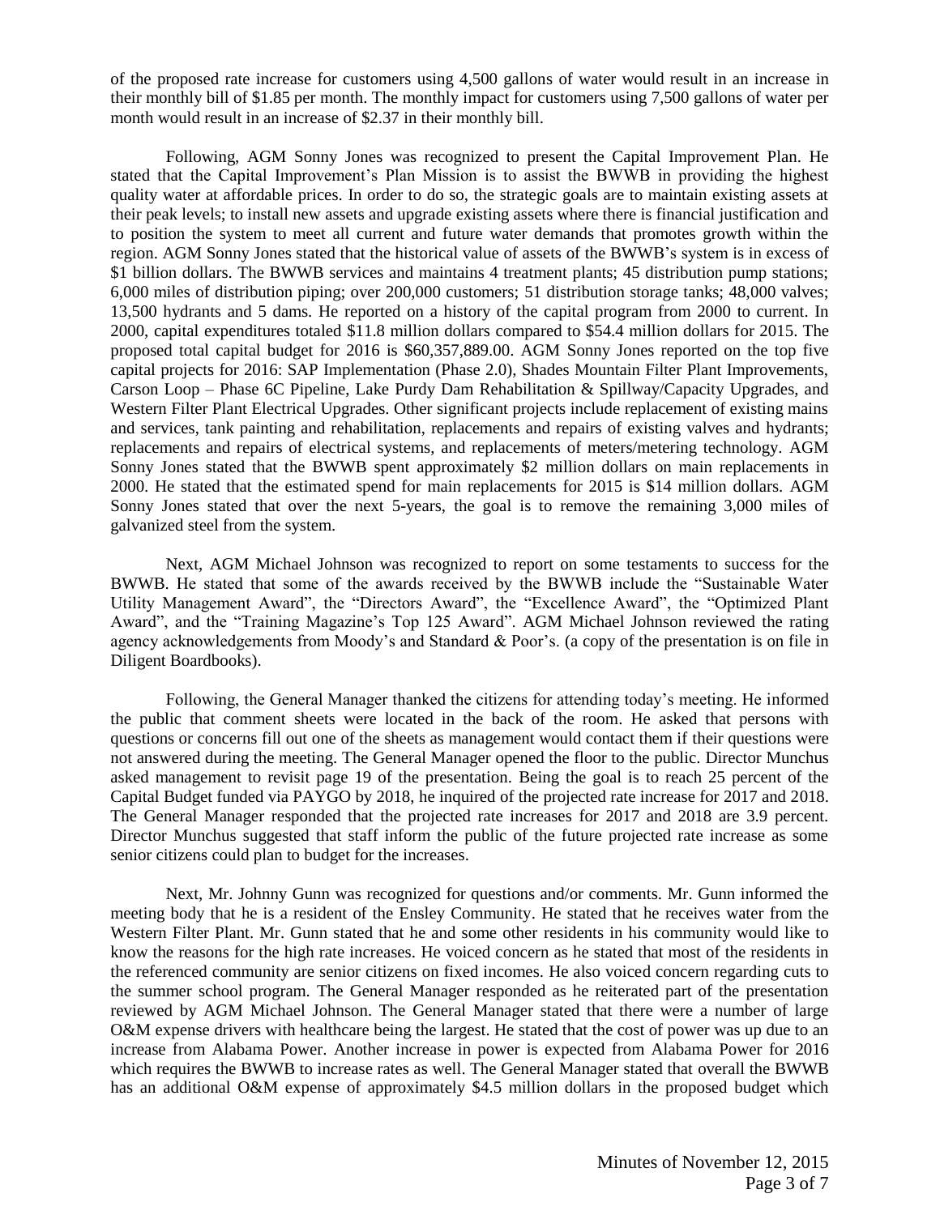of the proposed rate increase for customers using 4,500 gallons of water would result in an increase in their monthly bill of $1.85 per month. The monthly impact for customers using 7,500 gallons of water per month would result in an increase of $2.37 in their monthly bill.

Following, AGM Sonny Jones was recognized to present the Capital Improvement Plan. He stated that the Capital Improvement's Plan Mission is to assist the BWWB in providing the highest quality water at affordable prices. In order to do so, the strategic goals are to maintain existing assets at their peak levels; to install new assets and upgrade existing assets where there is financial justification and to position the system to meet all current and future water demands that promotes growth within the region. AGM Sonny Jones stated that the historical value of assets of the BWWB's system is in excess of $1 billion dollars. The BWWB services and maintains 4 treatment plants; 45 distribution pump stations; 6,000 miles of distribution piping; over 200,000 customers; 51 distribution storage tanks; 48,000 valves; 13,500 hydrants and 5 dams. He reported on a history of the capital program from 2000 to current. In 2000, capital expenditures totaled $11.8 million dollars compared to $54.4 million dollars for 2015. The proposed total capital budget for 2016 is $60,357,889.00. AGM Sonny Jones reported on the top five capital projects for 2016: SAP Implementation (Phase 2.0), Shades Mountain Filter Plant Improvements, Carson Loop – Phase 6C Pipeline, Lake Purdy Dam Rehabilitation & Spillway/Capacity Upgrades, and Western Filter Plant Electrical Upgrades. Other significant projects include replacement of existing mains and services, tank painting and rehabilitation, replacements and repairs of existing valves and hydrants; replacements and repairs of electrical systems, and replacements of meters/metering technology. AGM Sonny Jones stated that the BWWB spent approximately $2 million dollars on main replacements in 2000. He stated that the estimated spend for main replacements for 2015 is $14 million dollars. AGM Sonny Jones stated that over the next 5-years, the goal is to remove the remaining 3,000 miles of galvanized steel from the system.

Next, AGM Michael Johnson was recognized to report on some testaments to success for the BWWB. He stated that some of the awards received by the BWWB include the "Sustainable Water Utility Management Award", the "Directors Award", the "Excellence Award", the "Optimized Plant Award", and the "Training Magazine's Top 125 Award". AGM Michael Johnson reviewed the rating agency acknowledgements from Moody's and Standard & Poor's. (a copy of the presentation is on file in Diligent Boardbooks).

Following, the General Manager thanked the citizens for attending today's meeting. He informed the public that comment sheets were located in the back of the room. He asked that persons with questions or concerns fill out one of the sheets as management would contact them if their questions were not answered during the meeting. The General Manager opened the floor to the public. Director Munchus asked management to revisit page 19 of the presentation. Being the goal is to reach 25 percent of the Capital Budget funded via PAYGO by 2018, he inquired of the projected rate increase for 2017 and 2018. The General Manager responded that the projected rate increases for 2017 and 2018 are 3.9 percent. Director Munchus suggested that staff inform the public of the future projected rate increase as some senior citizens could plan to budget for the increases.

Next, Mr. Johnny Gunn was recognized for questions and/or comments. Mr. Gunn informed the meeting body that he is a resident of the Ensley Community. He stated that he receives water from the Western Filter Plant. Mr. Gunn stated that he and some other residents in his community would like to know the reasons for the high rate increases. He voiced concern as he stated that most of the residents in the referenced community are senior citizens on fixed incomes. He also voiced concern regarding cuts to the summer school program. The General Manager responded as he reiterated part of the presentation reviewed by AGM Michael Johnson. The General Manager stated that there were a number of large O&M expense drivers with healthcare being the largest. He stated that the cost of power was up due to an increase from Alabama Power. Another increase in power is expected from Alabama Power for 2016 which requires the BWWB to increase rates as well. The General Manager stated that overall the BWWB has an additional O&M expense of approximately $4.5 million dollars in the proposed budget which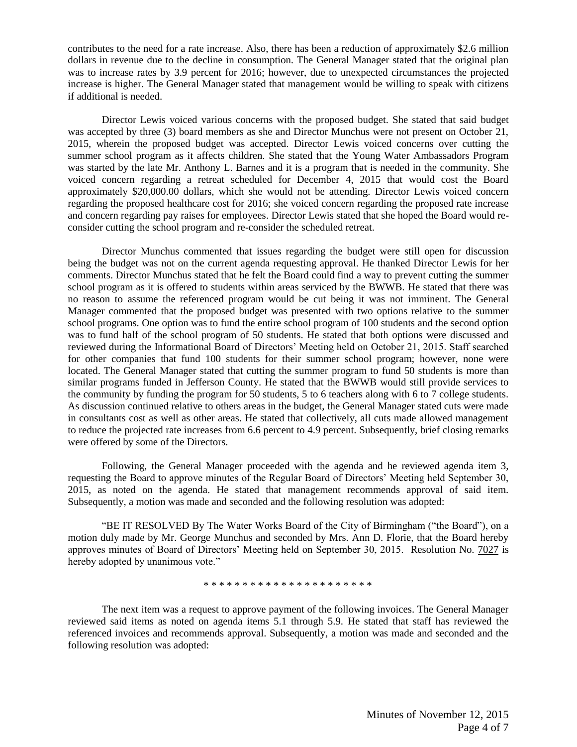contributes to the need for a rate increase. Also, there has been a reduction of approximately $2.6 million dollars in revenue due to the decline in consumption. The General Manager stated that the original plan was to increase rates by 3.9 percent for 2016; however, due to unexpected circumstances the projected increase is higher. The General Manager stated that management would be willing to speak with citizens if additional is needed.

Director Lewis voiced various concerns with the proposed budget. She stated that said budget was accepted by three (3) board members as she and Director Munchus were not present on October 21, 2015, wherein the proposed budget was accepted. Director Lewis voiced concerns over cutting the summer school program as it affects children. She stated that the Young Water Ambassadors Program was started by the late Mr. Anthony L. Barnes and it is a program that is needed in the community. She voiced concern regarding a retreat scheduled for December 4, 2015 that would cost the Board approximately $20,000.00 dollars, which she would not be attending. Director Lewis voiced concern regarding the proposed healthcare cost for 2016; she voiced concern regarding the proposed rate increase and concern regarding pay raises for employees. Director Lewis stated that she hoped the Board would re-consider cutting the school program and re-consider the scheduled retreat.

Director Munchus commented that issues regarding the budget were still open for discussion being the budget was not on the current agenda requesting approval. He thanked Director Lewis for her comments. Director Munchus stated that he felt the Board could find a way to prevent cutting the summer school program as it is offered to students within areas serviced by the BWWB. He stated that there was no reason to assume the referenced program would be cut being it was not imminent. The General Manager commented that the proposed budget was presented with two options relative to the summer school programs. One option was to fund the entire school program of 100 students and the second option was to fund half of the school program of 50 students. He stated that both options were discussed and reviewed during the Informational Board of Directors' Meeting held on October 21, 2015. Staff searched for other companies that fund 100 students for their summer school program; however, none were located. The General Manager stated that cutting the summer program to fund 50 students is more than similar programs funded in Jefferson County. He stated that the BWWB would still provide services to the community by funding the program for 50 students, 5 to 6 teachers along with 6 to 7 college students. As discussion continued relative to others areas in the budget, the General Manager stated cuts were made in consultants cost as well as other areas. He stated that collectively, all cuts made allowed management to reduce the projected rate increases from 6.6 percent to 4.9 percent. Subsequently, brief closing remarks were offered by some of the Directors.

Following, the General Manager proceeded with the agenda and he reviewed agenda item 3, requesting the Board to approve minutes of the Regular Board of Directors' Meeting held September 30, 2015, as noted on the agenda. He stated that management recommends approval of said item. Subsequently, a motion was made and seconded and the following resolution was adopted:

"BE IT RESOLVED By The Water Works Board of the City of Birmingham ("the Board"), on a motion duly made by Mr. George Munchus and seconded by Mrs. Ann D. Florie, that the Board hereby approves minutes of Board of Directors' Meeting held on September 30, 2015. Resolution No. 7027 is hereby adopted by unanimous vote."

\* \* \* \* \* \* \* \* \* \* \* \* \* \* \* \* \* \* \* \* \* \*

The next item was a request to approve payment of the following invoices. The General Manager reviewed said items as noted on agenda items 5.1 through 5.9. He stated that staff has reviewed the referenced invoices and recommends approval. Subsequently, a motion was made and seconded and the following resolution was adopted: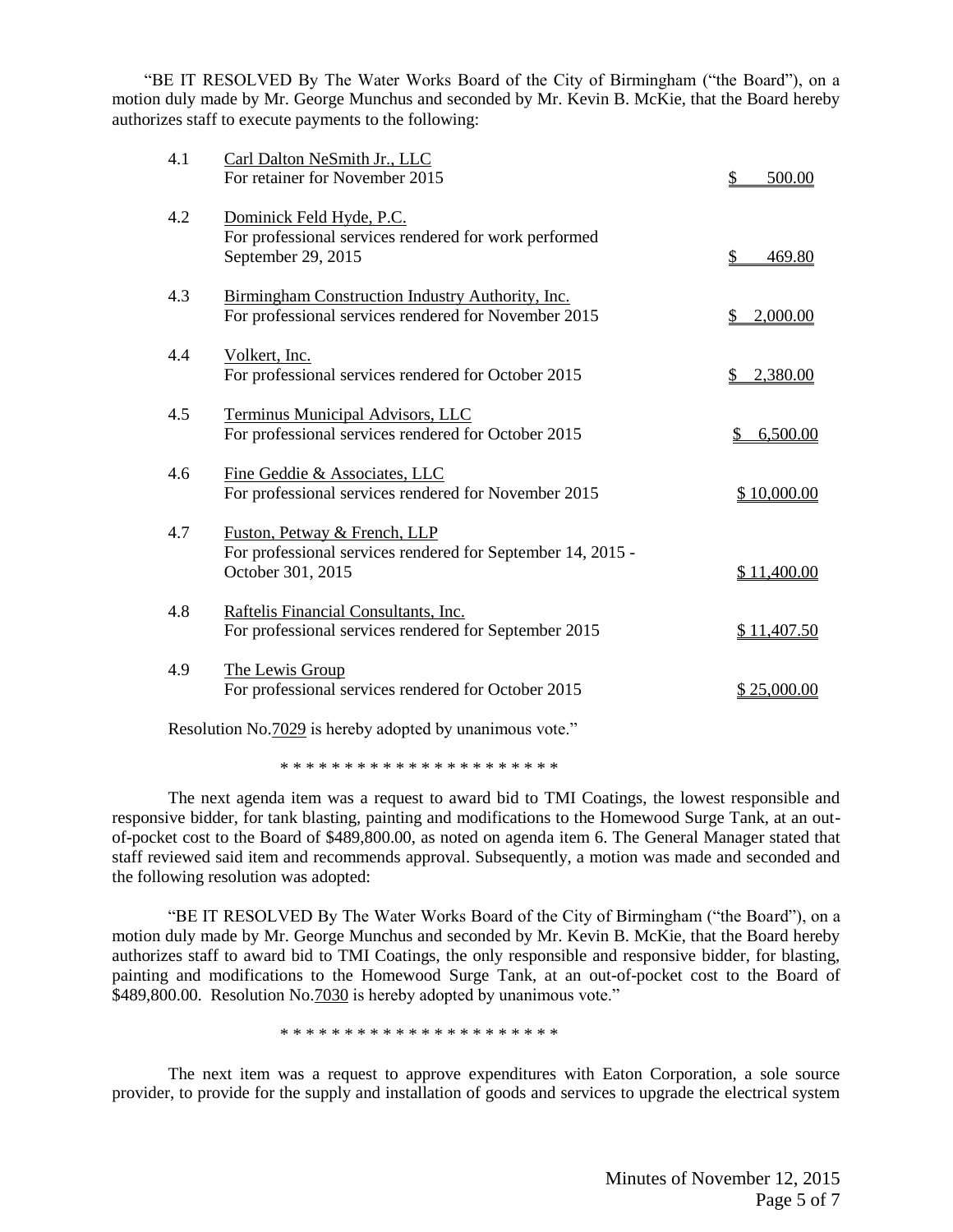"BE IT RESOLVED By The Water Works Board of the City of Birmingham ("the Board"), on a motion duly made by Mr. George Munchus and seconded by Mr. Kevin B. McKie, that the Board hereby authorizes staff to execute payments to the following:

| | | |
|---|---|---|
| 4.1 | Carl Dalton NeSmith Jr., LLC<br>For retainer for November 2015 | $ 500.00 |
| 4.2 | Dominick Feld Hyde, P.C.<br>For professional services rendered for work performed September 29, 2015 | $ 469.80 |
| 4.3 | Birmingham Construction Industry Authority, Inc.<br>For professional services rendered for November 2015 | $ 2,000.00 |
| 4.4 | Volkert, Inc.<br>For professional services rendered for October 2015 | $ 2,380.00 |
| 4.5 | Terminus Municipal Advisors, LLC<br>For professional services rendered for October 2015 | $ 6,500.00 |
| 4.6 | Fine Geddie & Associates, LLC<br>For professional services rendered for November 2015 | $ 10,000.00 |
| 4.7 | Fuston, Petway & French, LLP<br>For professional services rendered for September 14, 2015 - October 301, 2015 | $ 11,400.00 |
| 4.8 | Raftelis Financial Consultants, Inc.<br>For professional services rendered for September 2015 | $ 11,407.50 |
| 4.9 | The Lewis Group<br>For professional services rendered for October 2015 | $ 25,000.00 |

Resolution No.7029 is hereby adopted by unanimous vote."

\* \* \* \* \* \* \* \* \* \* \* \* \* \* \* \* \* \* \* \* \* \*

The next agenda item was a request to award bid to TMI Coatings, the lowest responsible and responsive bidder, for tank blasting, painting and modifications to the Homewood Surge Tank, at an out-of-pocket cost to the Board of $489,800.00, as noted on agenda item 6. The General Manager stated that staff reviewed said item and recommends approval. Subsequently, a motion was made and seconded and the following resolution was adopted:

"BE IT RESOLVED By The Water Works Board of the City of Birmingham ("the Board"), on a motion duly made by Mr. George Munchus and seconded by Mr. Kevin B. McKie, that the Board hereby authorizes staff to award bid to TMI Coatings, the only responsible and responsive bidder, for blasting, painting and modifications to the Homewood Surge Tank, at an out-of-pocket cost to the Board of $489,800.00. Resolution No.7030 is hereby adopted by unanimous vote."

\* \* \* \* \* \* \* \* \* \* \* \* \* \* \* \* \* \* \* \* \* \*

The next item was a request to approve expenditures with Eaton Corporation, a sole source provider, to provide for the supply and installation of goods and services to upgrade the electrical system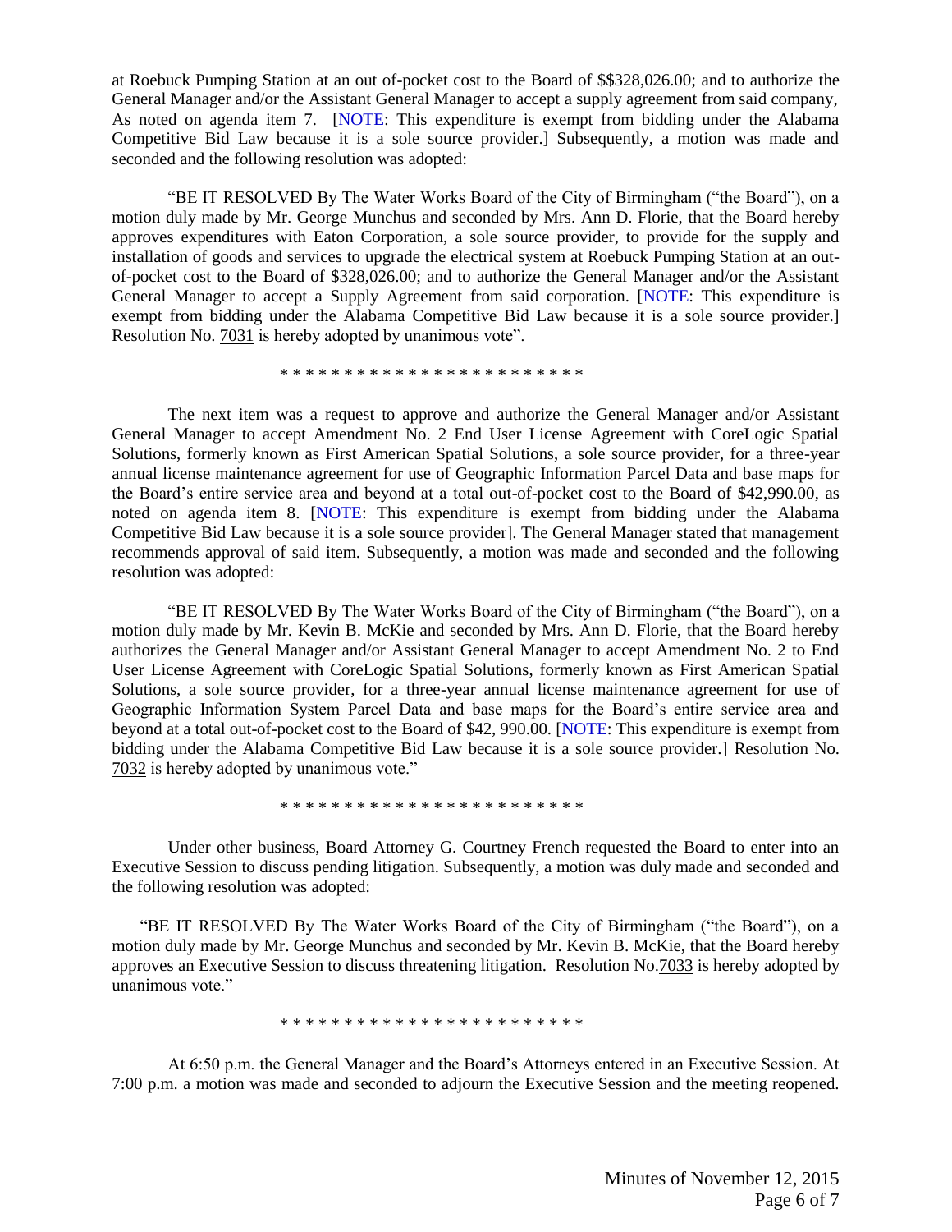at Roebuck Pumping Station at an out of-pocket cost to the Board of $$328,026.00; and to authorize the General Manager and/or the Assistant General Manager to accept a supply agreement from said company, As noted on agenda item 7. [NOTE: This expenditure is exempt from bidding under the Alabama Competitive Bid Law because it is a sole source provider.] Subsequently, a motion was made and seconded and the following resolution was adopted:

"BE IT RESOLVED By The Water Works Board of the City of Birmingham ("the Board"), on a motion duly made by Mr. George Munchus and seconded by Mrs. Ann D. Florie, that the Board hereby approves expenditures with Eaton Corporation, a sole source provider, to provide for the supply and installation of goods and services to upgrade the electrical system at Roebuck Pumping Station at an out-of-pocket cost to the Board of $328,026.00; and to authorize the General Manager and/or the Assistant General Manager to accept a Supply Agreement from said corporation. [NOTE: This expenditure is exempt from bidding under the Alabama Competitive Bid Law because it is a sole source provider.] Resolution No. 7031 is hereby adopted by unanimous vote".

* * * * * * * * * * * * * * * * * * * * * * * *

The next item was a request to approve and authorize the General Manager and/or Assistant General Manager to accept Amendment No. 2 End User License Agreement with CoreLogic Spatial Solutions, formerly known as First American Spatial Solutions, a sole source provider, for a three-year annual license maintenance agreement for use of Geographic Information Parcel Data and base maps for the Board's entire service area and beyond at a total out-of-pocket cost to the Board of $42,990.00, as noted on agenda item 8. [NOTE: This expenditure is exempt from bidding under the Alabama Competitive Bid Law because it is a sole source provider]. The General Manager stated that management recommends approval of said item. Subsequently, a motion was made and seconded and the following resolution was adopted:

"BE IT RESOLVED By The Water Works Board of the City of Birmingham ("the Board"), on a motion duly made by Mr. Kevin B. McKie and seconded by Mrs. Ann D. Florie, that the Board hereby authorizes the General Manager and/or Assistant General Manager to accept Amendment No. 2 to End User License Agreement with CoreLogic Spatial Solutions, formerly known as First American Spatial Solutions, a sole source provider, for a three-year annual license maintenance agreement for use of Geographic Information System Parcel Data and base maps for the Board's entire service area and beyond at a total out-of-pocket cost to the Board of $42, 990.00. [NOTE: This expenditure is exempt from bidding under the Alabama Competitive Bid Law because it is a sole source provider.] Resolution No. 7032 is hereby adopted by unanimous vote."

* * * * * * * * * * * * * * * * * * * * * * * *

Under other business, Board Attorney G. Courtney French requested the Board to enter into an Executive Session to discuss pending litigation. Subsequently, a motion was duly made and seconded and the following resolution was adopted:

"BE IT RESOLVED By The Water Works Board of the City of Birmingham ("the Board"), on a motion duly made by Mr. George Munchus and seconded by Mr. Kevin B. McKie, that the Board hereby approves an Executive Session to discuss threatening litigation. Resolution No.7033 is hereby adopted by unanimous vote."

* * * * * * * * * * * * * * * * * * * * * * * *

At 6:50 p.m. the General Manager and the Board's Attorneys entered in an Executive Session. At 7:00 p.m. a motion was made and seconded to adjourn the Executive Session and the meeting reopened.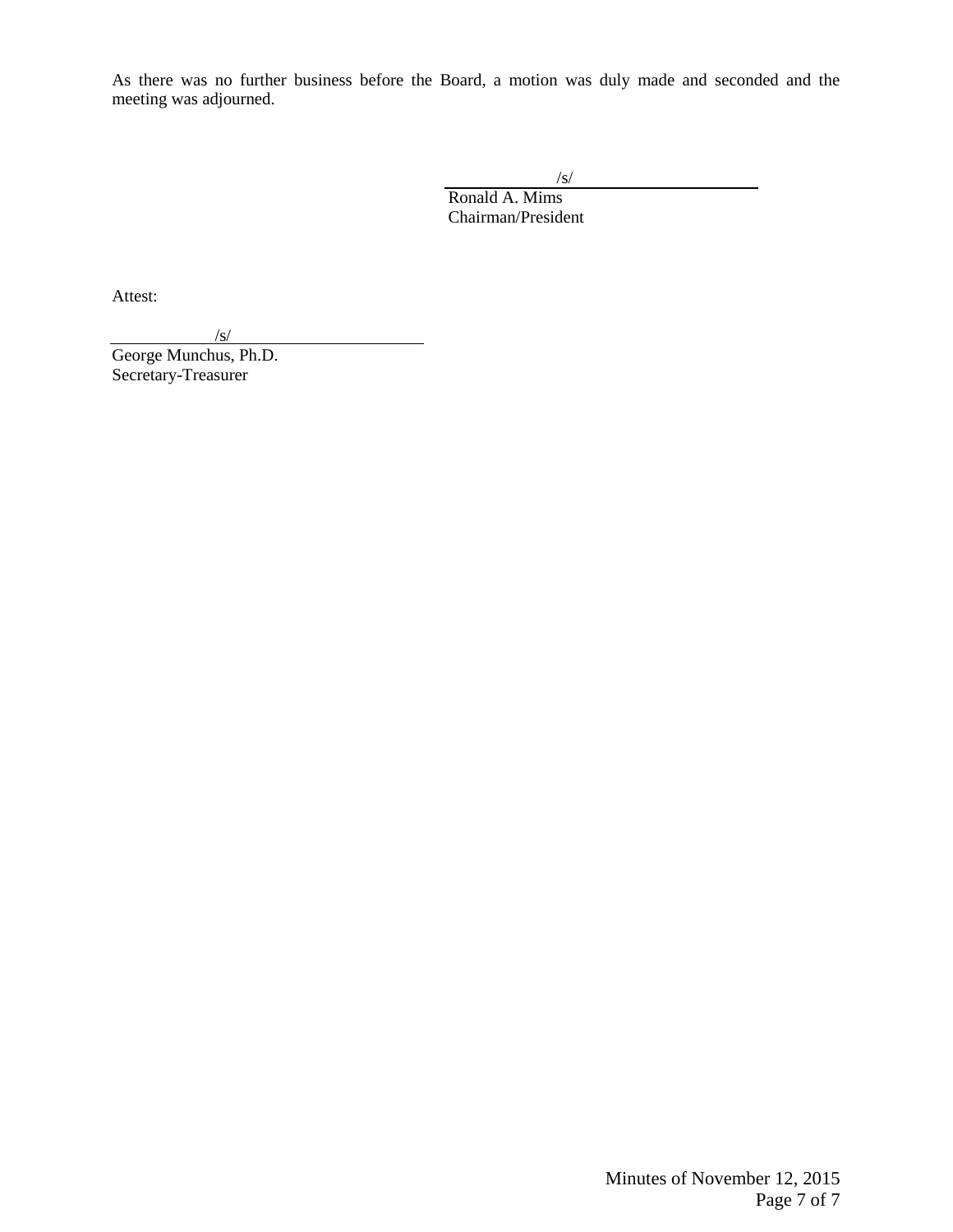As there was no further business before the Board, a motion was duly made and seconded and the meeting was adjourned.

/s/
Ronald A. Mims
Chairman/President

Attest:

/s/
George Munchus, Ph.D.
Secretary-Treasurer